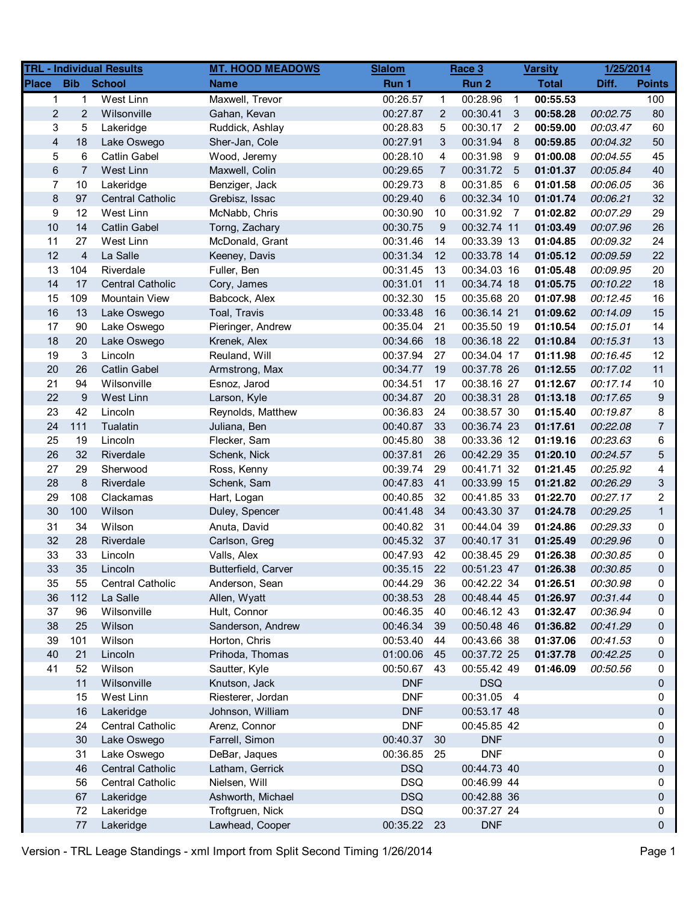| TRL - Individual Results | | | MT. HOOD MEADOWS | Slalom | | Race 3 | | Varsity | 1/25/2014 | |
|---|---|---|---|---|---|---|---|---|---|---|
| Place | Bib | School | Name | Run 1 | | Run 2 | | Total | Diff. | Points |
| 1 | 1 | West Linn | Maxwell, Trevor | 00:26.57 | 1 | 00:28.96 | 1 | **00:55.53** | | 100 |
| 2 | 2 | Wilsonville | Gahan, Kevan | 00:27.87 | 2 | 00:30.41 | 3 | **00:58.28** | *00:02.75* | 80 |
| 3 | 5 | Lakeridge | Ruddick, Ashlay | 00:28.83 | 5 | 00:30.17 | 2 | **00:59.00** | *00:03.47* | 60 |
| 4 | 18 | Lake Oswego | Sher-Jan, Cole | 00:27.91 | 3 | 00:31.94 | 8 | **00:59.85** | *00:04.32* | 50 |
| 5 | 6 | Catlin Gabel | Wood, Jeremy | 00:28.10 | 4 | 00:31.98 | 9 | **01:00.08** | *00:04.55* | 45 |
| 6 | 7 | West Linn | Maxwell, Colin | 00:29.65 | 7 | 00:31.72 | 5 | **01:01.37** | *00:05.84* | 40 |
| 7 | 10 | Lakeridge | Benziger, Jack | 00:29.73 | 8 | 00:31.85 | 6 | **01:01.58** | *00:06.05* | 36 |
| 8 | 97 | Central Catholic | Grebisz, Issac | 00:29.40 | 6 | 00:32.34 | 10 | **01:01.74** | *00:06.21* | 32 |
| 9 | 12 | West Linn | McNabb, Chris | 00:30.90 | 10 | 00:31.92 | 7 | **01:02.82** | *00:07.29* | 29 |
| 10 | 14 | Catlin Gabel | Torng, Zachary | 00:30.75 | 9 | 00:32.74 | 11 | **01:03.49** | *00:07.96* | 26 |
| 11 | 27 | West Linn | McDonald, Grant | 00:31.46 | 14 | 00:33.39 | 13 | **01:04.85** | *00:09.32* | 24 |
| 12 | 4 | La Salle | Keeney, Davis | 00:31.34 | 12 | 00:33.78 | 14 | **01:05.12** | *00:09.59* | 22 |
| 13 | 104 | Riverdale | Fuller, Ben | 00:31.45 | 13 | 00:34.03 | 16 | **01:05.48** | *00:09.95* | 20 |
| 14 | 17 | Central Catholic | Cory, James | 00:31.01 | 11 | 00:34.74 | 18 | **01:05.75** | *00:10.22* | 18 |
| 15 | 109 | Mountain View | Babcock, Alex | 00:32.30 | 15 | 00:35.68 | 20 | **01:07.98** | *00:12.45* | 16 |
| 16 | 13 | Lake Oswego | Toal, Travis | 00:33.48 | 16 | 00:36.14 | 21 | **01:09.62** | *00:14.09* | 15 |
| 17 | 90 | Lake Oswego | Pieringer, Andrew | 00:35.04 | 21 | 00:35.50 | 19 | **01:10.54** | *00:15.01* | 14 |
| 18 | 20 | Lake Oswego | Krenek, Alex | 00:34.66 | 18 | 00:36.18 | 22 | **01:10.84** | *00:15.31* | 13 |
| 19 | 3 | Lincoln | Reuland, Will | 00:37.94 | 27 | 00:34.04 | 17 | **01:11.98** | *00:16.45* | 12 |
| 20 | 26 | Catlin Gabel | Armstrong, Max | 00:34.77 | 19 | 00:37.78 | 26 | **01:12.55** | *00:17.02* | 11 |
| 21 | 94 | Wilsonville | Esnoz, Jarod | 00:34.51 | 17 | 00:38.16 | 27 | **01:12.67** | *00:17.14* | 10 |
| 22 | 9 | West Linn | Larson, Kyle | 00:34.87 | 20 | 00:38.31 | 28 | **01:13.18** | *00:17.65* | 9 |
| 23 | 42 | Lincoln | Reynolds, Matthew | 00:36.83 | 24 | 00:38.57 | 30 | **01:15.40** | *00:19.87* | 8 |
| 24 | 111 | Tualatin | Juliana, Ben | 00:40.87 | 33 | 00:36.74 | 23 | **01:17.61** | *00:22.08* | 7 |
| 25 | 19 | Lincoln | Flecker, Sam | 00:45.80 | 38 | 00:33.36 | 12 | **01:19.16** | *00:23.63* | 6 |
| 26 | 32 | Riverdale | Schenk, Nick | 00:37.81 | 26 | 00:42.29 | 35 | **01:20.10** | *00:24.57* | 5 |
| 27 | 29 | Sherwood | Ross, Kenny | 00:39.74 | 29 | 00:41.71 | 32 | **01:21.45** | *00:25.92* | 4 |
| 28 | 8 | Riverdale | Schenk, Sam | 00:47.83 | 41 | 00:33.99 | 15 | **01:21.82** | *00:26.29* | 3 |
| 29 | 108 | Clackamas | Hart, Logan | 00:40.85 | 32 | 00:41.85 | 33 | **01:22.70** | *00:27.17* | 2 |
| 30 | 100 | Wilson | Duley, Spencer | 00:41.48 | 34 | 00:43.30 | 37 | **01:24.78** | *00:29.25* | 1 |
| 31 | 34 | Wilson | Anuta, David | 00:40.82 | 31 | 00:44.04 | 39 | **01:24.86** | *00:29.33* | 0 |
| 32 | 28 | Riverdale | Carlson, Greg | 00:45.32 | 37 | 00:40.17 | 31 | **01:25.49** | *00:29.96* | 0 |
| 33 | 33 | Lincoln | Valls, Alex | 00:47.93 | 42 | 00:38.45 | 29 | **01:26.38** | *00:30.85* | 0 |
| 33 | 35 | Lincoln | Butterfield, Carver | 00:35.15 | 22 | 00:51.23 | 47 | **01:26.38** | *00:30.85* | 0 |
| 35 | 55 | Central Catholic | Anderson, Sean | 00:44.29 | 36 | 00:42.22 | 34 | **01:26.51** | *00:30.98* | 0 |
| 36 | 112 | La Salle | Allen, Wyatt | 00:38.53 | 28 | 00:48.44 | 45 | **01:26.97** | *00:31.44* | 0 |
| 37 | 96 | Wilsonville | Hult, Connor | 00:46.35 | 40 | 00:46.12 | 43 | **01:32.47** | *00:36.94* | 0 |
| 38 | 25 | Wilson | Sanderson, Andrew | 00:46.34 | 39 | 00:50.48 | 46 | **01:36.82** | *00:41.29* | 0 |
| 39 | 101 | Wilson | Horton, Chris | 00:53.40 | 44 | 00:43.66 | 38 | **01:37.06** | *00:41.53* | 0 |
| 40 | 21 | Lincoln | Prihoda, Thomas | 01:00.06 | 45 | 00:37.72 | 25 | **01:37.78** | *00:42.25* | 0 |
| 41 | 52 | Wilson | Sautter, Kyle | 00:50.67 | 43 | 00:55.42 | 49 | **01:46.09** | *00:50.56* | 0 |
| | 11 | Wilsonville | Knutson, Jack | DNF | | DSQ | | | | 0 |
| | 15 | West Linn | Riesterer, Jordan | DNF | | 00:31.05 | 4 | | | 0 |
| | 16 | Lakeridge | Johnson, William | DNF | | 00:53.17 | 48 | | | 0 |
| | 24 | Central Catholic | Arenz, Connor | DNF | | 00:45.85 | 42 | | | 0 |
| | 30 | Lake Oswego | Farrell, Simon | 00:40.37 | 30 | DNF | | | | 0 |
| | 31 | Lake Oswego | DeBar, Jaques | 00:36.85 | 25 | DNF | | | | 0 |
| | 46 | Central Catholic | Latham, Gerrick | DSQ | | 00:44.73 | 40 | | | 0 |
| | 56 | Central Catholic | Nielsen, Will | DSQ | | 00:46.99 | 44 | | | 0 |
| | 67 | Lakeridge | Ashworth, Michael | DSQ | | 00:42.88 | 36 | | | 0 |
| | 72 | Lakeridge | Troftgruen, Nick | DSQ | | 00:37.27 | 24 | | | 0 |
| | 77 | Lakeridge | Lawhead, Cooper | 00:35.22 | 23 | DNF | | | | 0 |

Version - TRL Leage Standings - xml Import from Split Second Timing 1/26/2014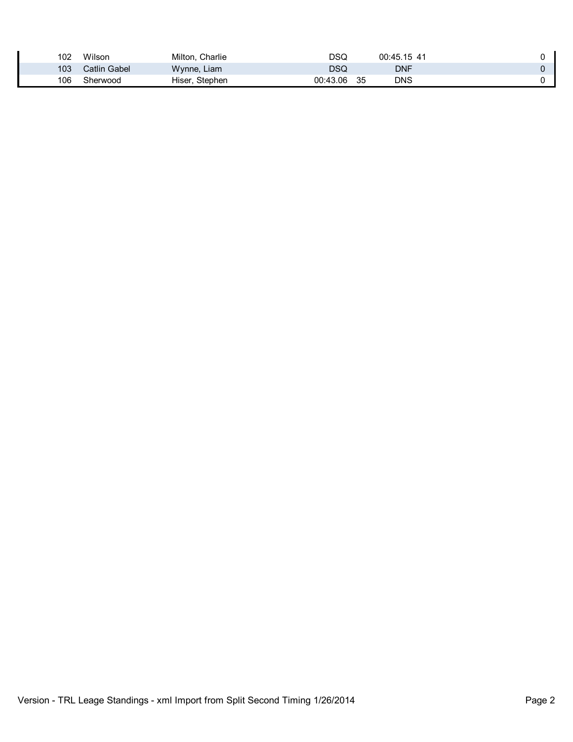| | | | | | | | |
|---|---|---|---|---|---|---|---|
| 102 | Wilson | Milton, Charlie | DSQ | | 00:45.15 | 41 | 0 |
| 103 | Catlin Gabel | Wynne, Liam | DSQ | | DNF | | 0 |
| 106 | Sherwood | Hiser, Stephen | 00:43.06 | 35 | DNS | | 0 |

Version - TRL Leage Standings - xml Import from Split Second Timing 1/26/2014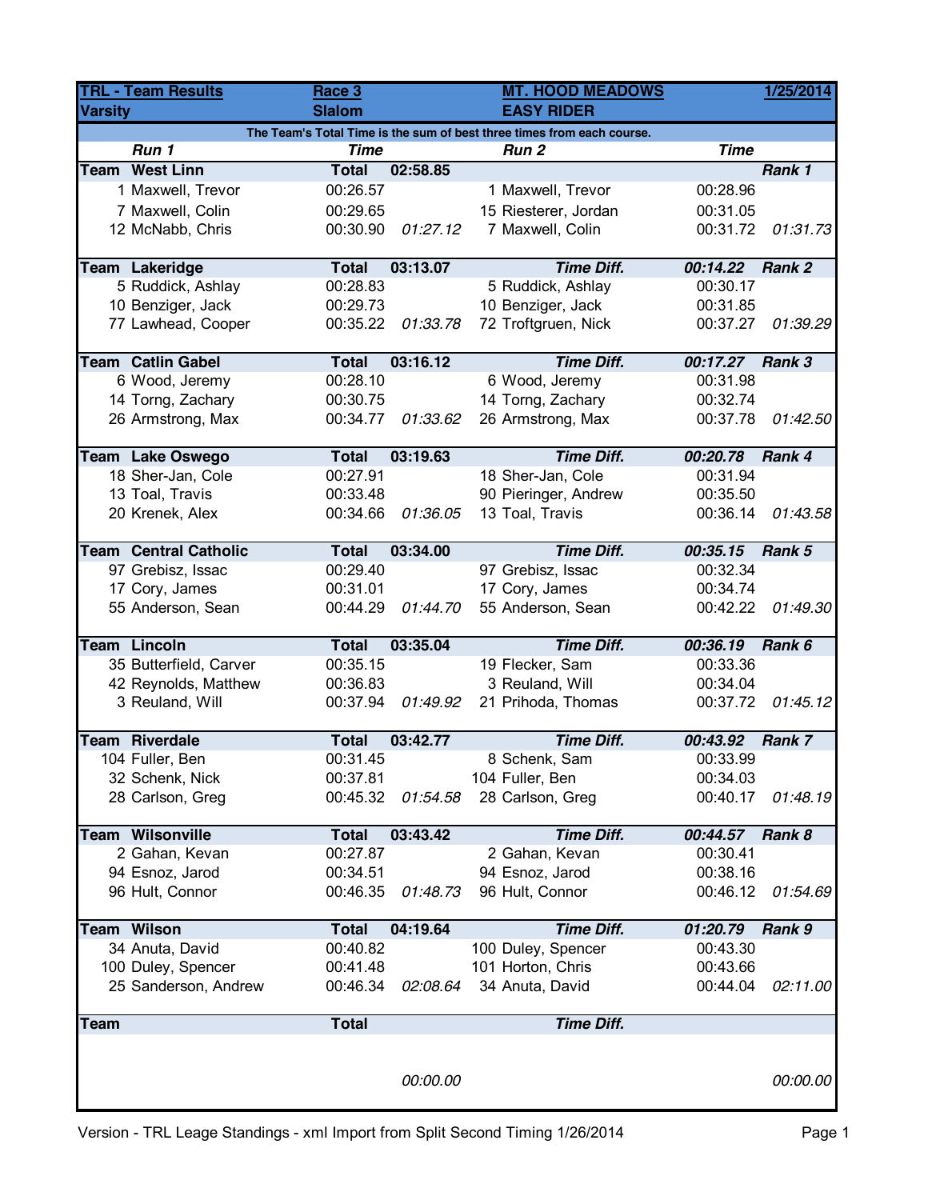| TRL - Team Results | | Race 3 | | MT. HOOD MEADOWS | | | 1/25/2014 |
|---|---|---|---|---|---|---|---|
| Varsity | | Slalom | | EASY RIDER | | | |
| The Team's Total Time is the sum of best three times from each course. | | | | | | | |
| | *Run 1* | *Time* | | *Run 2* | | *Time* | |
| **Team** | **West Linn** | **Total** | **02:58.85** | | | | ***Rank 1*** |
| 1 | Maxwell, Trevor | 00:26.57 | | 1 | Maxwell, Trevor | 00:28.96 | |
| 7 | Maxwell, Colin | 00:29.65 | | 15 | Riesterer, Jordan | 00:31.05 | |
| 12 | McNabb, Chris | 00:30.90 | *01:27.12* | 7 | Maxwell, Colin | 00:31.72 | *01:31.73* |
| **Team** | **Lakeridge** | **Total** | **03:13.07** | | ***Time Diff.*** | ***00:14.22*** | ***Rank 2*** |
| 5 | Ruddick, Ashlay | 00:28.83 | | 5 | Ruddick, Ashlay | 00:30.17 | |
| 10 | Benziger, Jack | 00:29.73 | | 10 | Benziger, Jack | 00:31.85 | |
| 77 | Lawhead, Cooper | 00:35.22 | *01:33.78* | 72 | Troftgruen, Nick | 00:37.27 | *01:39.29* |
| **Team** | **Catlin Gabel** | **Total** | **03:16.12** | | ***Time Diff.*** | ***00:17.27*** | ***Rank 3*** |
| 6 | Wood, Jeremy | 00:28.10 | | 6 | Wood, Jeremy | 00:31.98 | |
| 14 | Torng, Zachary | 00:30.75 | | 14 | Torng, Zachary | 00:32.74 | |
| 26 | Armstrong, Max | 00:34.77 | *01:33.62* | 26 | Armstrong, Max | 00:37.78 | *01:42.50* |
| **Team** | **Lake Oswego** | **Total** | **03:19.63** | | ***Time Diff.*** | ***00:20.78*** | ***Rank 4*** |
| 18 | Sher-Jan, Cole | 00:27.91 | | 18 | Sher-Jan, Cole | 00:31.94 | |
| 13 | Toal, Travis | 00:33.48 | | 90 | Pieringer, Andrew | 00:35.50 | |
| 20 | Krenek, Alex | 00:34.66 | *01:36.05* | 13 | Toal, Travis | 00:36.14 | *01:43.58* |
| **Team** | **Central Catholic** | **Total** | **03:34.00** | | ***Time Diff.*** | ***00:35.15*** | ***Rank 5*** |
| 97 | Grebisz, Issac | 00:29.40 | | 97 | Grebisz, Issac | 00:32.34 | |
| 17 | Cory, James | 00:31.01 | | 17 | Cory, James | 00:34.74 | |
| 55 | Anderson, Sean | 00:44.29 | *01:44.70* | 55 | Anderson, Sean | 00:42.22 | *01:49.30* |
| **Team** | **Lincoln** | **Total** | **03:35.04** | | ***Time Diff.*** | ***00:36.19*** | ***Rank 6*** |
| 35 | Butterfield, Carver | 00:35.15 | | 19 | Flecker, Sam | 00:33.36 | |
| 42 | Reynolds, Matthew | 00:36.83 | | 3 | Reuland, Will | 00:34.04 | |
| 3 | Reuland, Will | 00:37.94 | *01:49.92* | 21 | Prihoda, Thomas | 00:37.72 | *01:45.12* |
| **Team** | **Riverdale** | **Total** | **03:42.77** | | ***Time Diff.*** | ***00:43.92*** | ***Rank 7*** |
| 104 | Fuller, Ben | 00:31.45 | | 8 | Schenk, Sam | 00:33.99 | |
| 32 | Schenk, Nick | 00:37.81 | | 104 | Fuller, Ben | 00:34.03 | |
| 28 | Carlson, Greg | 00:45.32 | *01:54.58* | 28 | Carlson, Greg | 00:40.17 | *01:48.19* |
| **Team** | **Wilsonville** | **Total** | **03:43.42** | | ***Time Diff.*** | ***00:44.57*** | ***Rank 8*** |
| 2 | Gahan, Kevan | 00:27.87 | | 2 | Gahan, Kevan | 00:30.41 | |
| 94 | Esnoz, Jarod | 00:34.51 | | 94 | Esnoz, Jarod | 00:38.16 | |
| 96 | Hult, Connor | 00:46.35 | *01:48.73* | 96 | Hult, Connor | 00:46.12 | *01:54.69* |
| **Team** | **Wilson** | **Total** | **04:19.64** | | ***Time Diff.*** | ***01:20.79*** | ***Rank 9*** |
| 34 | Anuta, David | 00:40.82 | | 100 | Duley, Spencer | 00:43.30 | |
| 100 | Duley, Spencer | 00:41.48 | | 101 | Horton, Chris | 00:43.66 | |
| 25 | Sanderson, Andrew | 00:46.34 | *02:08.64* | 34 | Anuta, David | 00:44.04 | *02:11.00* |
| **Team** | | **Total** | | | ***Time Diff.*** | | |
| | | | *00:00.00* | | | | *00:00.00* |

Version - TRL Leage Standings - xml Import from Split Second Timing 1/26/2014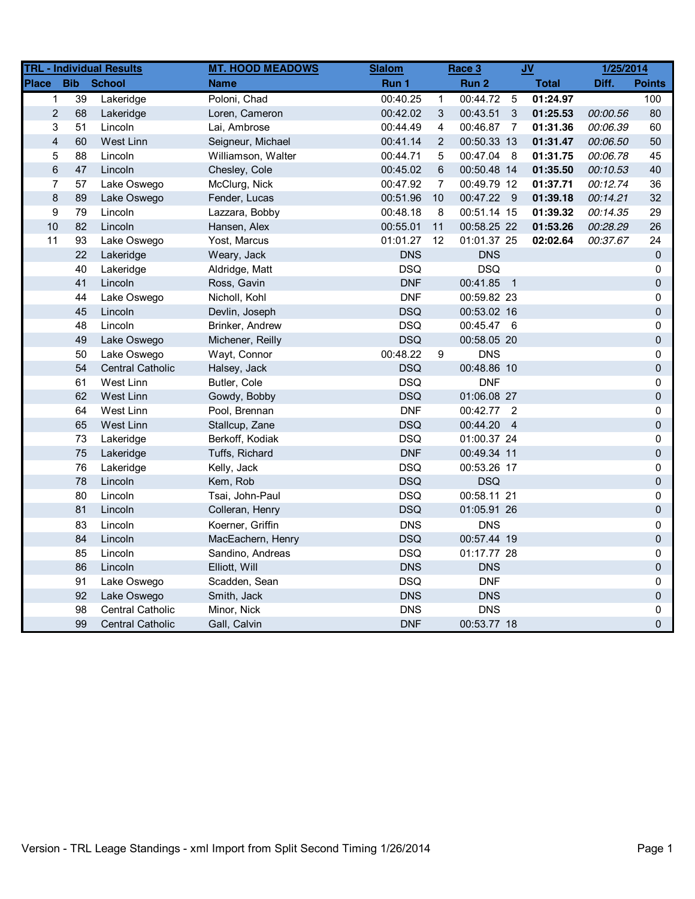| TRL - Individual Results | | | MT. HOOD MEADOWS | Slalom | | Race 3 | | JV | | 1/25/2014 |
|---|---|---|---|---|---|---|---|---|---|---|
| **Place** | **Bib** | **School** | **Name** | **Run 1** | | **Run 2** | | **Total** | **Diff.** | **Points** |
| 1 | 39 | Lakeridge | Poloni, Chad | 00:40.25 | 1 | 00:44.72 | 5 | **01:24.97** | | 100 |
| 2 | 68 | Lakeridge | Loren, Cameron | 00:42.02 | 3 | 00:43.51 | 3 | **01:25.53** | *00:00.56* | 80 |
| 3 | 51 | Lincoln | Lai, Ambrose | 00:44.49 | 4 | 00:46.87 | 7 | **01:31.36** | *00:06.39* | 60 |
| 4 | 60 | West Linn | Seigneur, Michael | 00:41.14 | 2 | 00:50.33 | 13 | **01:31.47** | *00:06.50* | 50 |
| 5 | 88 | Lincoln | Williamson, Walter | 00:44.71 | 5 | 00:47.04 | 8 | **01:31.75** | *00:06.78* | 45 |
| 6 | 47 | Lincoln | Chesley, Cole | 00:45.02 | 6 | 00:50.48 | 14 | **01:35.50** | *00:10.53* | 40 |
| 7 | 57 | Lake Oswego | McClurg, Nick | 00:47.92 | 7 | 00:49.79 | 12 | **01:37.71** | *00:12.74* | 36 |
| 8 | 89 | Lake Oswego | Fender, Lucas | 00:51.96 | 10 | 00:47.22 | 9 | **01:39.18** | *00:14.21* | 32 |
| 9 | 79 | Lincoln | Lazzara, Bobby | 00:48.18 | 8 | 00:51.14 | 15 | **01:39.32** | *00:14.35* | 29 |
| 10 | 82 | Lincoln | Hansen, Alex | 00:55.01 | 11 | 00:58.25 | 22 | **01:53.26** | *00:28.29* | 26 |
| 11 | 93 | Lake Oswego | Yost, Marcus | 01:01.27 | 12 | 01:01.37 | 25 | **02:02.64** | *00:37.67* | 24 |
| | 22 | Lakeridge | Weary, Jack | DNS | | DNS | | | | 0 |
| | 40 | Lakeridge | Aldridge, Matt | DSQ | | DSQ | | | | 0 |
| | 41 | Lincoln | Ross, Gavin | DNF | | 00:41.85 | 1 | | | 0 |
| | 44 | Lake Oswego | Nicholl, Kohl | DNF | | 00:59.82 | 23 | | | 0 |
| | 45 | Lincoln | Devlin, Joseph | DSQ | | 00:53.02 | 16 | | | 0 |
| | 48 | Lincoln | Brinker, Andrew | DSQ | | 00:45.47 | 6 | | | 0 |
| | 49 | Lake Oswego | Michener, Reilly | DSQ | | 00:58.05 | 20 | | | 0 |
| | 50 | Lake Oswego | Wayt, Connor | 00:48.22 | 9 | DNS | | | | 0 |
| | 54 | Central Catholic | Halsey, Jack | DSQ | | 00:48.86 | 10 | | | 0 |
| | 61 | West Linn | Butler, Cole | DSQ | | DNF | | | | 0 |
| | 62 | West Linn | Gowdy, Bobby | DSQ | | 01:06.08 | 27 | | | 0 |
| | 64 | West Linn | Pool, Brennan | DNF | | 00:42.77 | 2 | | | 0 |
| | 65 | West Linn | Stallcup, Zane | DSQ | | 00:44.20 | 4 | | | 0 |
| | 73 | Lakeridge | Berkoff, Kodiak | DSQ | | 01:00.37 | 24 | | | 0 |
| | 75 | Lakeridge | Tuffs, Richard | DNF | | 00:49.34 | 11 | | | 0 |
| | 76 | Lakeridge | Kelly, Jack | DSQ | | 00:53.26 | 17 | | | 0 |
| | 78 | Lincoln | Kem, Rob | DSQ | | DSQ | | | | 0 |
| | 80 | Lincoln | Tsai, John-Paul | DSQ | | 00:58.11 | 21 | | | 0 |
| | 81 | Lincoln | Colleran, Henry | DSQ | | 01:05.91 | 26 | | | 0 |
| | 83 | Lincoln | Koerner, Griffin | DNS | | DNS | | | | 0 |
| | 84 | Lincoln | MacEachern, Henry | DSQ | | 00:57.44 | 19 | | | 0 |
| | 85 | Lincoln | Sandino, Andreas | DSQ | | 01:17.77 | 28 | | | 0 |
| | 86 | Lincoln | Elliott, Will | DNS | | DNS | | | | 0 |
| | 91 | Lake Oswego | Scadden, Sean | DSQ | | DNF | | | | 0 |
| | 92 | Lake Oswego | Smith, Jack | DNS | | DNS | | | | 0 |
| | 98 | Central Catholic | Minor, Nick | DNS | | DNS | | | | 0 |
| | 99 | Central Catholic | Gall, Calvin | DNF | | 00:53.77 | 18 | | | 0 |

Version - TRL Leage Standings - xml Import from Split Second Timing 1/26/2014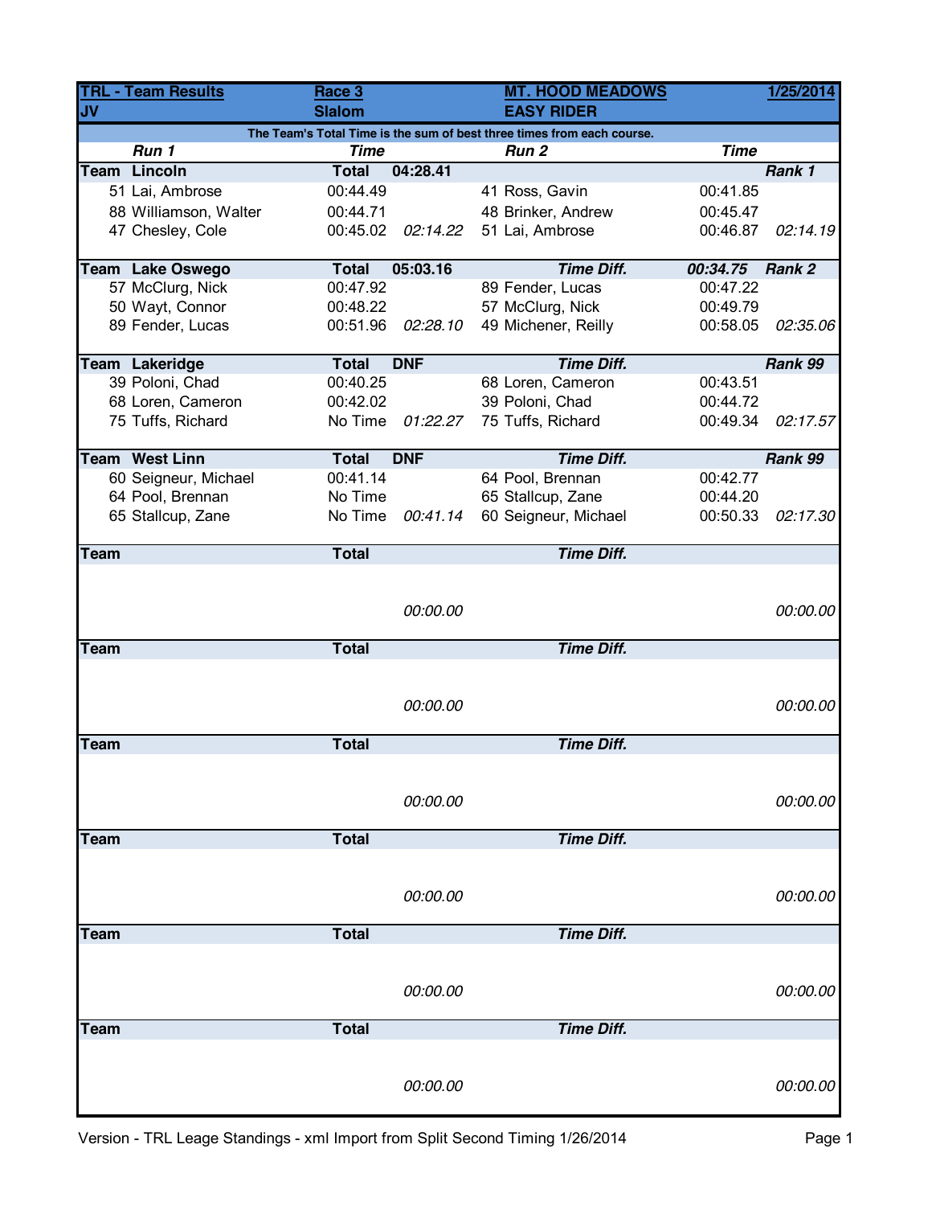| TRL - Team Results | Race 3 | | MT. HOOD MEADOWS | | 1/25/2014 |
|---|---|---|---|---|---|
| JV | Slalom | | EASY RIDER | | |

The Team's Total Time is the sum of best three times from each course.

| *Run 1* | *Time* | | *Run 2* | *Time* | |
|---|---|---|---|---|---|
| **Team Lincoln** | **Total** | **04:28.41** | | | ***Rank 1*** |
| 51 Lai, Ambrose | 00:44.49 | | 41 Ross, Gavin | 00:41.85 | |
| 88 Williamson, Walter | 00:44.71 | | 48 Brinker, Andrew | 00:45.47 | |
| 47 Chesley, Cole | 00:45.02 | *02:14.22* | 51 Lai, Ambrose | 00:46.87 | *02:14.19* |
| **Team Lake Oswego** | **Total** | **05:03.16** | ***Time Diff.*** | ***00:34.75*** | ***Rank 2*** |
| 57 McClurg, Nick | 00:47.92 | | 89 Fender, Lucas | 00:47.22 | |
| 50 Wayt, Connor | 00:48.22 | | 57 McClurg, Nick | 00:49.79 | |
| 89 Fender, Lucas | 00:51.96 | *02:28.10* | 49 Michener, Reilly | 00:58.05 | *02:35.06* |
| **Team Lakeridge** | **Total** | **DNF** | ***Time Diff.*** | | ***Rank 99*** |
| 39 Poloni, Chad | 00:40.25 | | 68 Loren, Cameron | 00:43.51 | |
| 68 Loren, Cameron | 00:42.02 | | 39 Poloni, Chad | 00:44.72 | |
| 75 Tuffs, Richard | No Time | *01:22.27* | 75 Tuffs, Richard | 00:49.34 | *02:17.57* |
| **Team West Linn** | **Total** | **DNF** | ***Time Diff.*** | | ***Rank 99*** |
| 60 Seigneur, Michael | 00:41.14 | | 64 Pool, Brennan | 00:42.77 | |
| 64 Pool, Brennan | No Time | | 65 Stallcup, Zane | 00:44.20 | |
| 65 Stallcup, Zane | No Time | *00:41.14* | 60 Seigneur, Michael | 00:50.33 | *02:17.30* |
| **Team** | **Total** | | ***Time Diff.*** | | |
| | | *00:00.00* | | | *00:00.00* |
| **Team** | **Total** | | ***Time Diff.*** | | |
| | | *00:00.00* | | | *00:00.00* |
| **Team** | **Total** | | ***Time Diff.*** | | |
| | | *00:00.00* | | | *00:00.00* |
| **Team** | **Total** | | ***Time Diff.*** | | |
| | | *00:00.00* | | | *00:00.00* |
| **Team** | **Total** | | ***Time Diff.*** | | |
| | | *00:00.00* | | | *00:00.00* |
| **Team** | **Total** | | ***Time Diff.*** | | |
| | | *00:00.00* | | | *00:00.00* |

Version - TRL Leage Standings - xml Import from Split Second Timing 1/26/2014